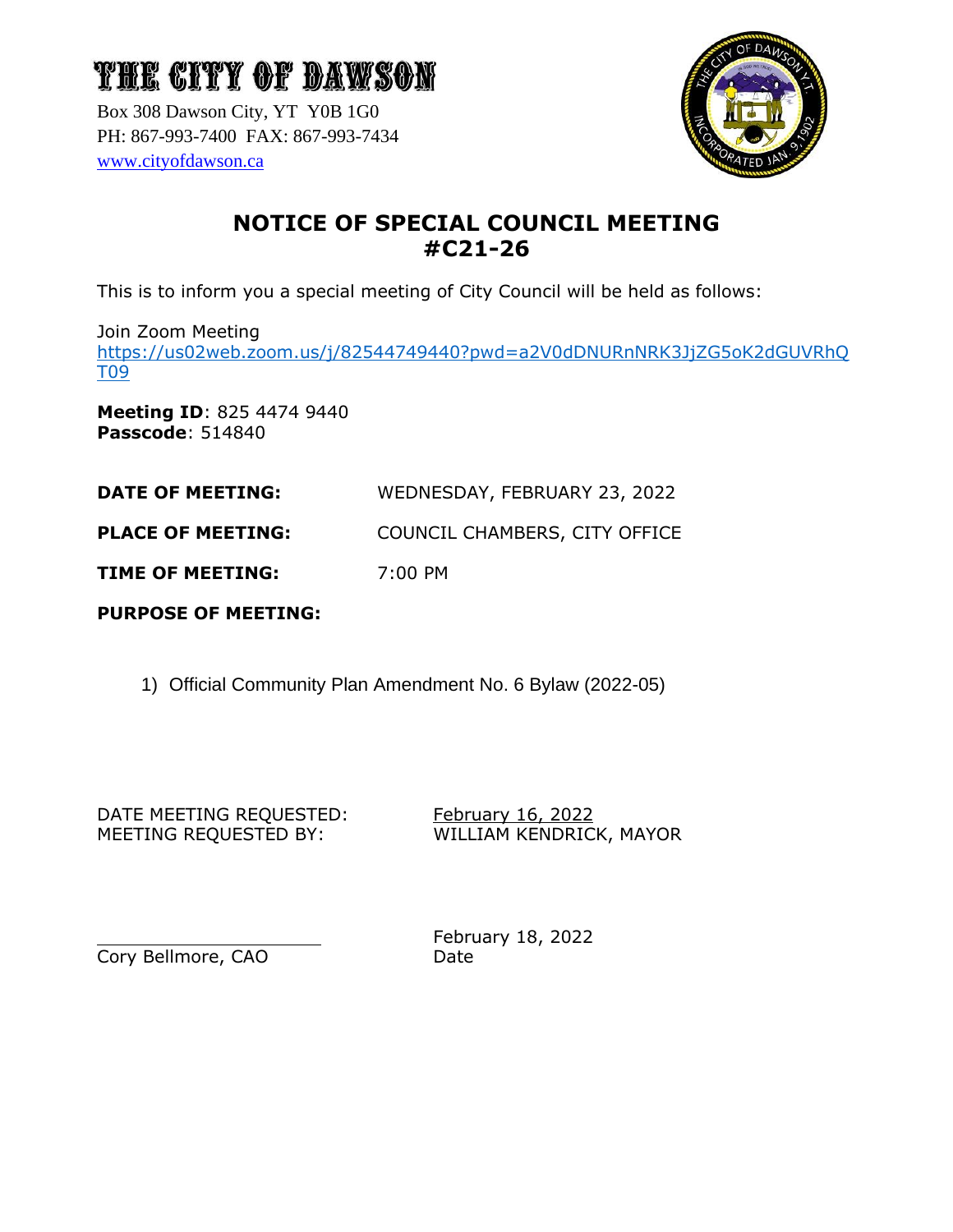# THE CITY OF DAWSON

Box 308 Dawson City, YT Y0B 1G0
PH: 867-993-7400 FAX: 867-993-7434
www.cityofdawson.ca

## NOTICE OF SPECIAL COUNCIL MEETING
## #C21-26

This is to inform you a special meeting of City Council will be held as follows:

Join Zoom Meeting
https://us02web.zoom.us/j/82544749440?pwd=a2V0dDNURnNRK3JjZG5oK2dGUVRhQT09

**Meeting ID**: 825 4474 9440
**Passcode**: 514840

**DATE OF MEETING:** WEDNESDAY, FEBRUARY 23, 2022

**PLACE OF MEETING:** COUNCIL CHAMBERS, CITY OFFICE

**TIME OF MEETING:** 7:00 PM

**PURPOSE OF MEETING:**

1) Official Community Plan Amendment No. 6 Bylaw (2022-05)

DATE MEETING REQUESTED: February 16, 2022
MEETING REQUESTED BY: WILLIAM KENDRICK, MAYOR

Cory Bellmore, CAO

February 18, 2022
Date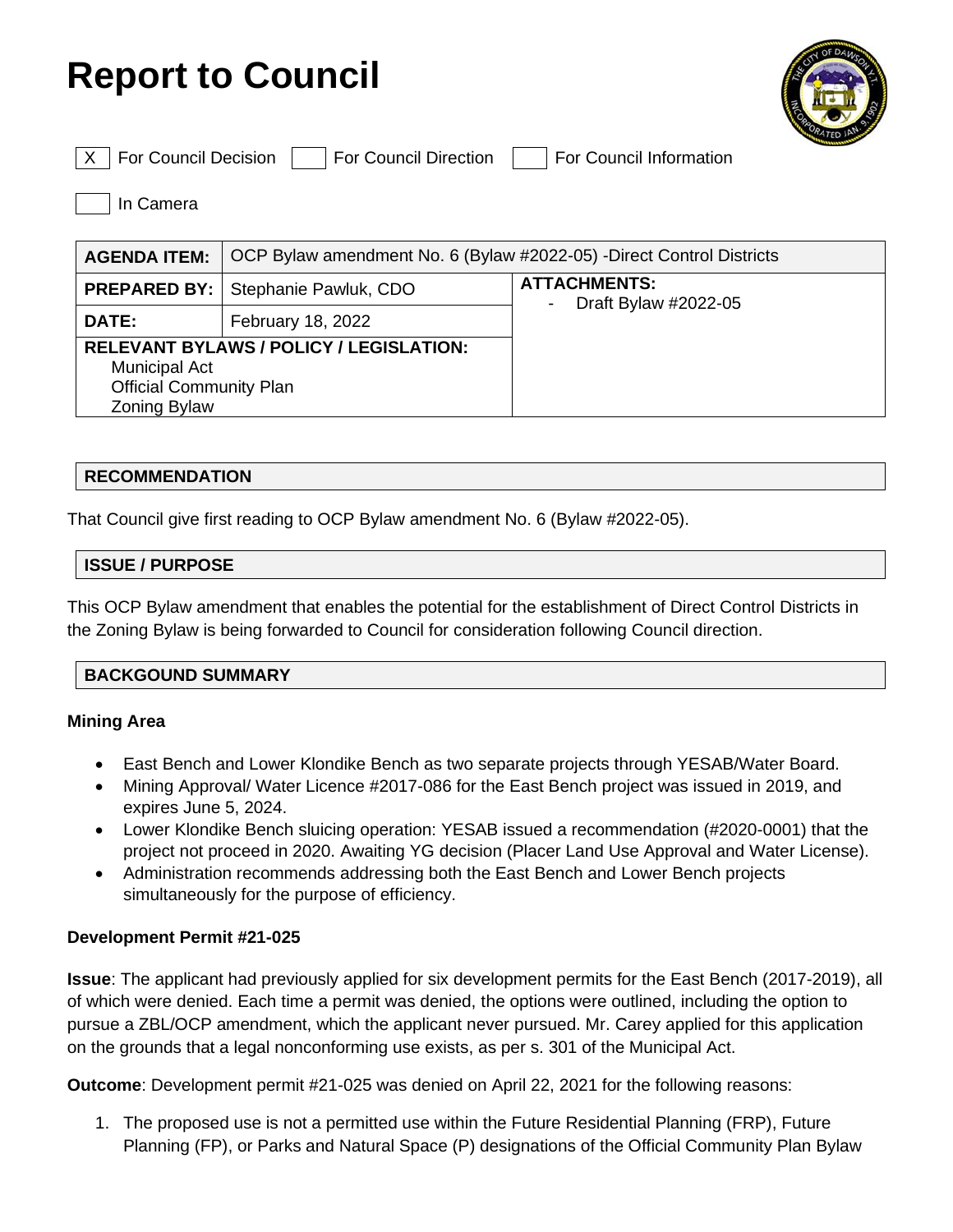# Report to Council

| | |
|---|---|
| X | For Council Decision |
| | For Council Direction |
| | For Council Information |
| | In Camera |

| **AGENDA ITEM:** | OCP Bylaw amendment No. 6 (Bylaw #2022-05) -Direct Control Districts | |
|---|---|---|
| **PREPARED BY:** | Stephanie Pawluk, CDO | **ATTACHMENTS:** <br> - Draft Bylaw #2022-05 |
| **DATE:** | February 18, 2022 | |
| **RELEVANT BYLAWS / POLICY / LEGISLATION:** <br> Municipal Act <br> Official Community Plan <br> Zoning Bylaw | | |

## RECOMMENDATION

That Council give first reading to OCP Bylaw amendment No. 6 (Bylaw #2022-05).

## ISSUE / PURPOSE

This OCP Bylaw amendment that enables the potential for the establishment of Direct Control Districts in the Zoning Bylaw is being forwarded to Council for consideration following Council direction.

## BACKGOUND SUMMARY

### Mining Area

- East Bench and Lower Klondike Bench as two separate projects through YESAB/Water Board.
- Mining Approval/ Water Licence #2017-086 for the East Bench project was issued in 2019, and expires June 5, 2024.
- Lower Klondike Bench sluicing operation: YESAB issued a recommendation (#2020-0001) that the project not proceed in 2020. Awaiting YG decision (Placer Land Use Approval and Water License).
- Administration recommends addressing both the East Bench and Lower Bench projects simultaneously for the purpose of efficiency.

### Development Permit #21-025

**Issue**: The applicant had previously applied for six development permits for the East Bench (2017-2019), all of which were denied. Each time a permit was denied, the options were outlined, including the option to pursue a ZBL/OCP amendment, which the applicant never pursued. Mr. Carey applied for this application on the grounds that a legal nonconforming use exists, as per s. 301 of the Municipal Act.

**Outcome**: Development permit #21-025 was denied on April 22, 2021 for the following reasons:

1. The proposed use is not a permitted use within the Future Residential Planning (FRP), Future Planning (FP), or Parks and Natural Space (P) designations of the Official Community Plan Bylaw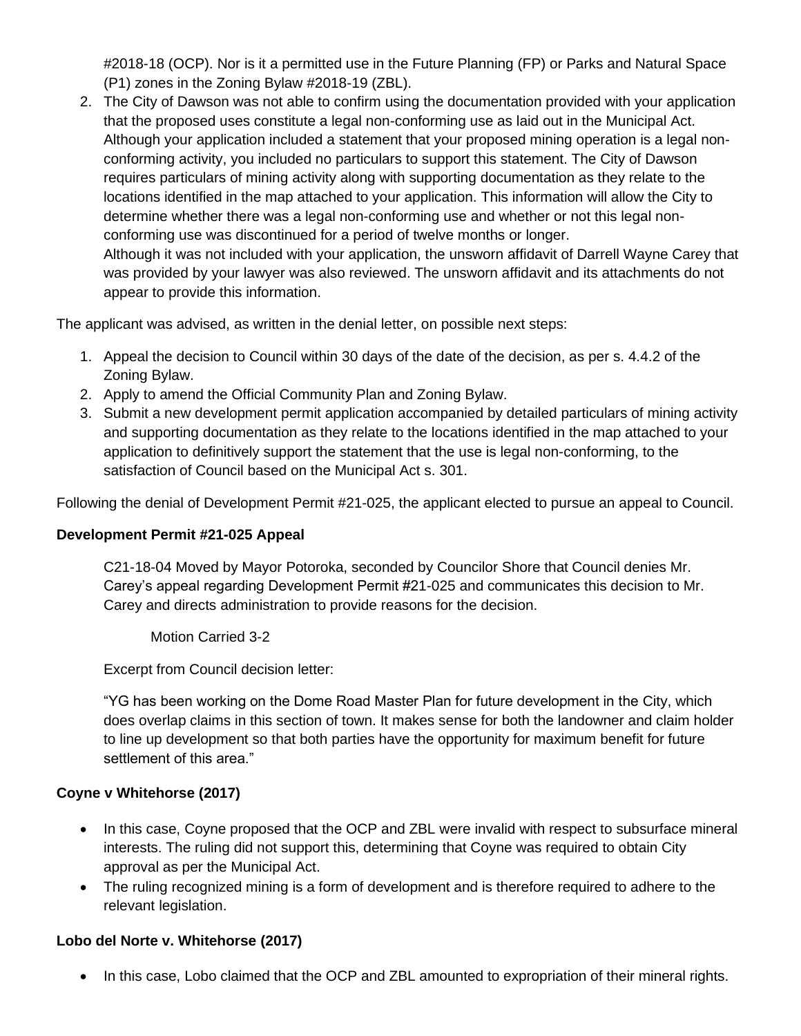#2018-18 (OCP). Nor is it a permitted use in the Future Planning (FP) or Parks and Natural Space (P1) zones in the Zoning Bylaw #2018-19 (ZBL).

2. The City of Dawson was not able to confirm using the documentation provided with your application that the proposed uses constitute a legal non-conforming use as laid out in the Municipal Act. Although your application included a statement that your proposed mining operation is a legal non-conforming activity, you included no particulars to support this statement. The City of Dawson requires particulars of mining activity along with supporting documentation as they relate to the locations identified in the map attached to your application. This information will allow the City to determine whether there was a legal non-conforming use and whether or not this legal non-conforming use was discontinued for a period of twelve months or longer.
   Although it was not included with your application, the unsworn affidavit of Darrell Wayne Carey that was provided by your lawyer was also reviewed. The unsworn affidavit and its attachments do not appear to provide this information.

The applicant was advised, as written in the denial letter, on possible next steps:

1. Appeal the decision to Council within 30 days of the date of the decision, as per s. 4.4.2 of the Zoning Bylaw.
2. Apply to amend the Official Community Plan and Zoning Bylaw.
3. Submit a new development permit application accompanied by detailed particulars of mining activity and supporting documentation as they relate to the locations identified in the map attached to your application to definitively support the statement that the use is legal non-conforming, to the satisfaction of Council based on the Municipal Act s. 301.

Following the denial of Development Permit #21-025, the applicant elected to pursue an appeal to Council.

**Development Permit #21-025 Appeal**

> C21-18-04 Moved by Mayor Potoroka, seconded by Councilor Shore that Council denies Mr. Carey's appeal regarding Development Permit #21-025 and communicates this decision to Mr. Carey and directs administration to provide reasons for the decision.
>
> Motion Carried 3-2
>
> Excerpt from Council decision letter:
>
> "YG has been working on the Dome Road Master Plan for future development in the City, which does overlap claims in this section of town. It makes sense for both the landowner and claim holder to line up development so that both parties have the opportunity for maximum benefit for future settlement of this area."

**Coyne v Whitehorse (2017)**

- In this case, Coyne proposed that the OCP and ZBL were invalid with respect to subsurface mineral interests. The ruling did not support this, determining that Coyne was required to obtain City approval as per the Municipal Act.
- The ruling recognized mining is a form of development and is therefore required to adhere to the relevant legislation.

**Lobo del Norte v. Whitehorse (2017)**

- In this case, Lobo claimed that the OCP and ZBL amounted to expropriation of their mineral rights.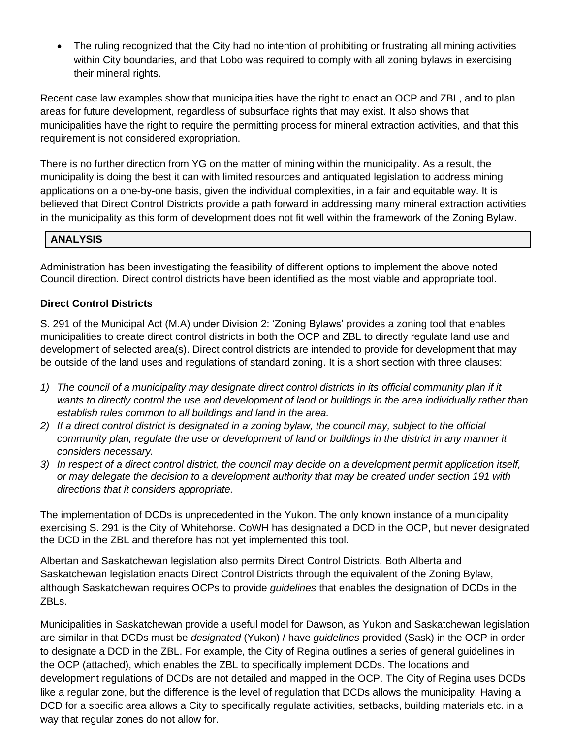- The ruling recognized that the City had no intention of prohibiting or frustrating all mining activities within City boundaries, and that Lobo was required to comply with all zoning bylaws in exercising their mineral rights.

Recent case law examples show that municipalities have the right to enact an OCP and ZBL, and to plan areas for future development, regardless of subsurface rights that may exist. It also shows that municipalities have the right to require the permitting process for mineral extraction activities, and that this requirement is not considered expropriation.

There is no further direction from YG on the matter of mining within the municipality. As a result, the municipality is doing the best it can with limited resources and antiquated legislation to address mining applications on a one-by-one basis, given the individual complexities, in a fair and equitable way. It is believed that Direct Control Districts provide a path forward in addressing many mineral extraction activities in the municipality as this form of development does not fit well within the framework of the Zoning Bylaw.

## ANALYSIS

Administration has been investigating the feasibility of different options to implement the above noted Council direction. Direct control districts have been identified as the most viable and appropriate tool.

### Direct Control Districts

S. 291 of the Municipal Act (M.A) under Division 2: 'Zoning Bylaws' provides a zoning tool that enables municipalities to create direct control districts in both the OCP and ZBL to directly regulate land use and development of selected area(s). Direct control districts are intended to provide for development that may be outside of the land uses and regulations of standard zoning. It is a short section with three clauses:

1) *The council of a municipality may designate direct control districts in its official community plan if it wants to directly control the use and development of land or buildings in the area individually rather than establish rules common to all buildings and land in the area.*
2) *If a direct control district is designated in a zoning bylaw, the council may, subject to the official community plan, regulate the use or development of land or buildings in the district in any manner it considers necessary.*
3) *In respect of a direct control district, the council may decide on a development permit application itself, or may delegate the decision to a development authority that may be created under section 191 with directions that it considers appropriate.*

The implementation of DCDs is unprecedented in the Yukon. The only known instance of a municipality exercising S. 291 is the City of Whitehorse. CoWH has designated a DCD in the OCP, but never designated the DCD in the ZBL and therefore has not yet implemented this tool.

Albertan and Saskatchewan legislation also permits Direct Control Districts. Both Alberta and Saskatchewan legislation enacts Direct Control Districts through the equivalent of the Zoning Bylaw, although Saskatchewan requires OCPs to provide *guidelines* that enables the designation of DCDs in the ZBLs.

Municipalities in Saskatchewan provide a useful model for Dawson, as Yukon and Saskatchewan legislation are similar in that DCDs must be *designated* (Yukon) / have *guidelines* provided (Sask) in the OCP in order to designate a DCD in the ZBL. For example, the City of Regina outlines a series of general guidelines in the OCP (attached), which enables the ZBL to specifically implement DCDs. The locations and development regulations of DCDs are not detailed and mapped in the OCP. The City of Regina uses DCDs like a regular zone, but the difference is the level of regulation that DCDs allows the municipality. Having a DCD for a specific area allows a City to specifically regulate activities, setbacks, building materials etc. in a way that regular zones do not allow for.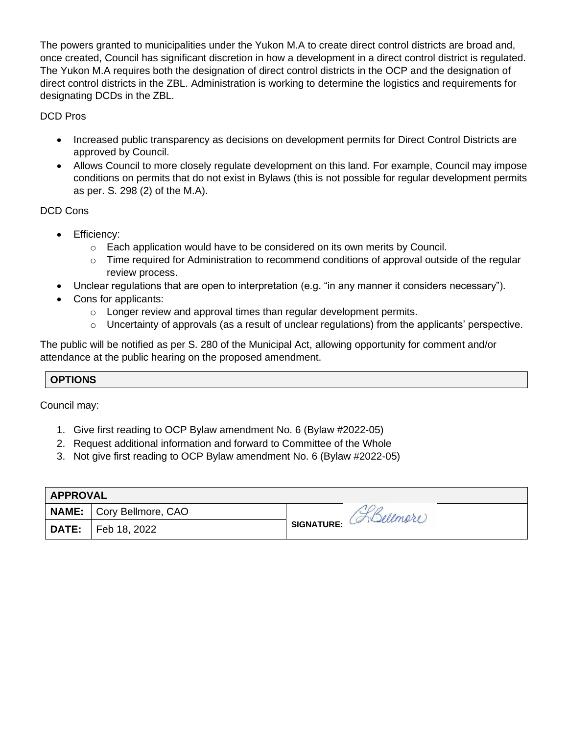The powers granted to municipalities under the Yukon M.A to create direct control districts are broad and, once created, Council has significant discretion in how a development in a direct control district is regulated. The Yukon M.A requires both the designation of direct control districts in the OCP and the designation of direct control districts in the ZBL. Administration is working to determine the logistics and requirements for designating DCDs in the ZBL.

DCD Pros

- Increased public transparency as decisions on development permits for Direct Control Districts are approved by Council.
- Allows Council to more closely regulate development on this land. For example, Council may impose conditions on permits that do not exist in Bylaws (this is not possible for regular development permits as per. S. 298 (2) of the M.A).

DCD Cons

- Efficiency:
  - Each application would have to be considered on its own merits by Council.
  - Time required for Administration to recommend conditions of approval outside of the regular review process.
- Unclear regulations that are open to interpretation (e.g. "in any manner it considers necessary").
- Cons for applicants:
  - Longer review and approval times than regular development permits.
  - Uncertainty of approvals (as a result of unclear regulations) from the applicants' perspective.

The public will be notified as per S. 280 of the Municipal Act, allowing opportunity for comment and/or attendance at the public hearing on the proposed amendment.

## OPTIONS

Council may:

1. Give first reading to OCP Bylaw amendment No. 6 (Bylaw #2022-05)
2. Request additional information and forward to Committee of the Whole
3. Not give first reading to OCP Bylaw amendment No. 6 (Bylaw #2022-05)

| APPROVAL | | |
|---|---|---|
| **NAME:** | Cory Bellmore, CAO | **SIGNATURE:** C. Bellmore |
| **DATE:** | Feb 18, 2022 | |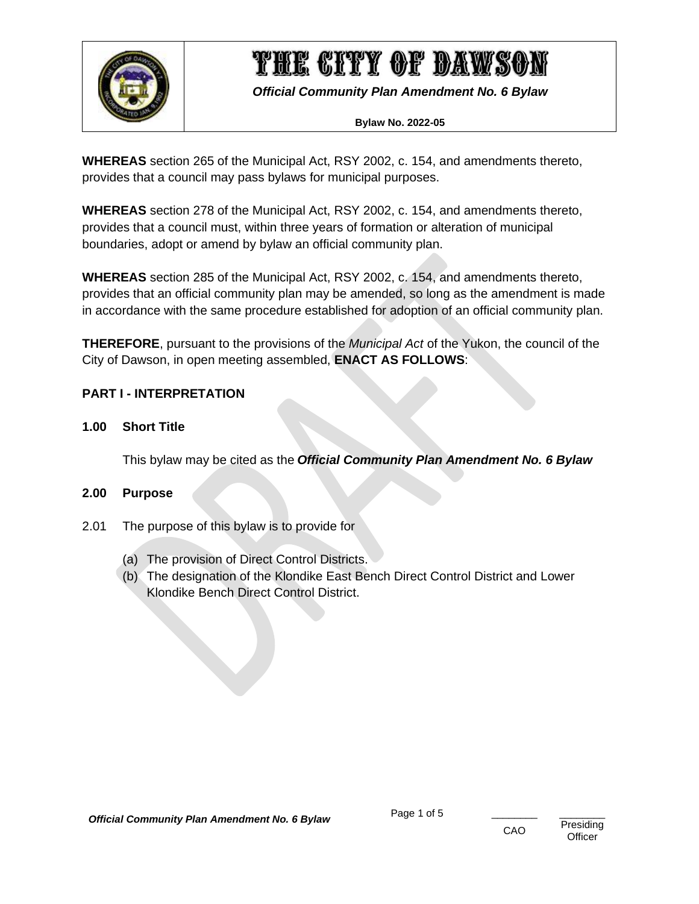# THE CITY OF DAWSON

***Official Community Plan Amendment No. 6 Bylaw***

**Bylaw No. 2022-05**

**WHEREAS** section 265 of the Municipal Act, RSY 2002, c. 154, and amendments thereto, provides that a council may pass bylaws for municipal purposes.

**WHEREAS** section 278 of the Municipal Act, RSY 2002, c. 154, and amendments thereto, provides that a council must, within three years of formation or alteration of municipal boundaries, adopt or amend by bylaw an official community plan.

**WHEREAS** section 285 of the Municipal Act, RSY 2002, c. 154, and amendments thereto, provides that an official community plan may be amended, so long as the amendment is made in accordance with the same procedure established for adoption of an official community plan.

**THEREFORE**, pursuant to the provisions of the *Municipal Act* of the Yukon, the council of the City of Dawson, in open meeting assembled, **ENACT AS FOLLOWS**:

## PART I - INTERPRETATION

### 1.00 Short Title

This bylaw may be cited as the ***Official Community Plan Amendment No. 6 Bylaw***

### 2.00 Purpose

2.01 The purpose of this bylaw is to provide for

(a) The provision of Direct Control Districts.
(b) The designation of the Klondike East Bench Direct Control District and Lower Klondike Bench Direct Control District.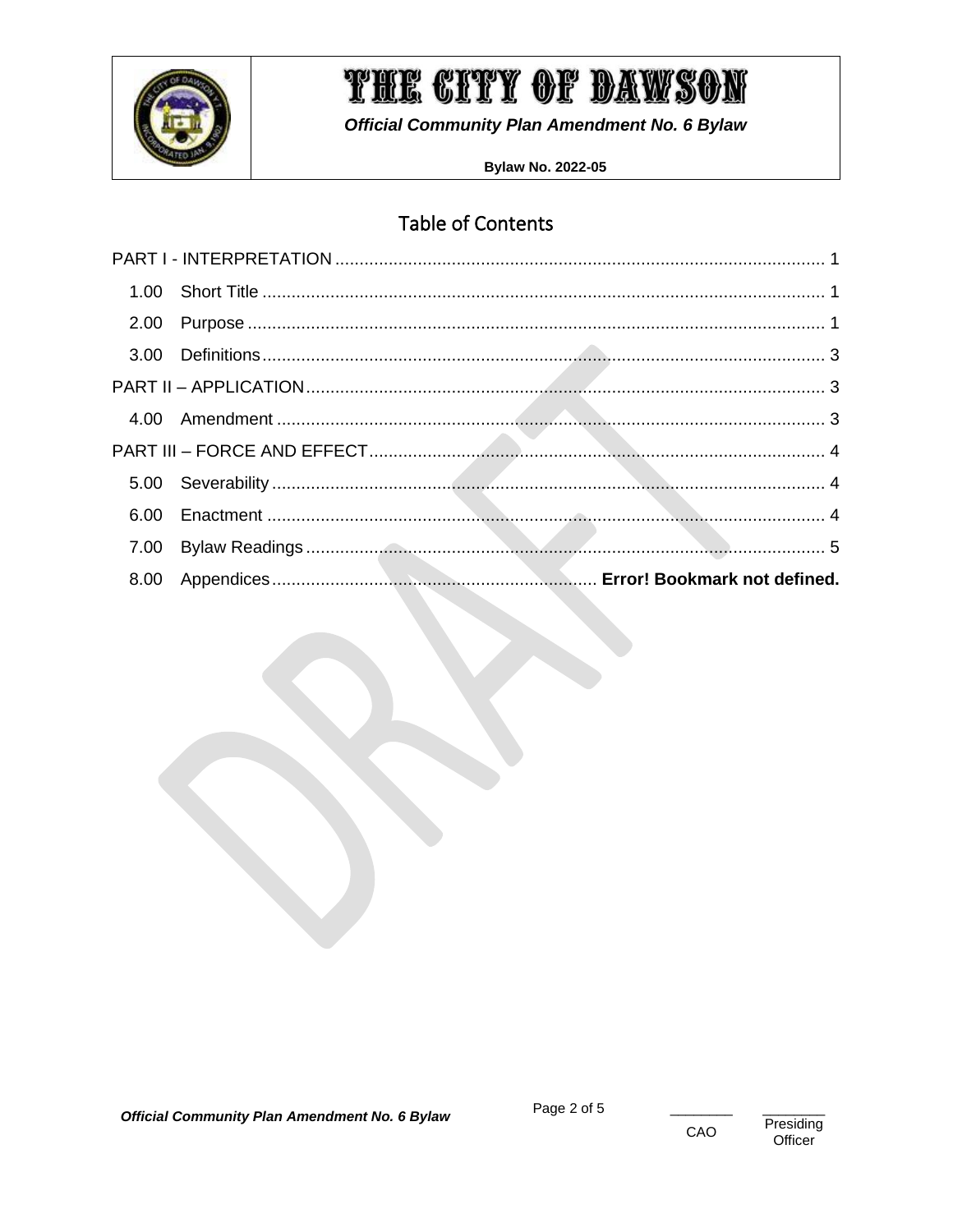# Table of Contents

PART I - INTERPRETATION .................................................................................................... 1

1.00 Short Title ................................................................................................................... 1

2.00 Purpose ...................................................................................................................... 1

3.00 Definitions ................................................................................................................... 3

PART II – APPLICATION ........................................................................................................ 3

4.00 Amendment ................................................................................................................. 3

PART III – FORCE AND EFFECT ............................................................................................ 4

5.00 Severability .................................................................................................................. 4

6.00 Enactment ................................................................................................................... 4

7.00 Bylaw Readings ........................................................................................................... 5

8.00 Appendices ................................................................... **Error! Bookmark not defined.**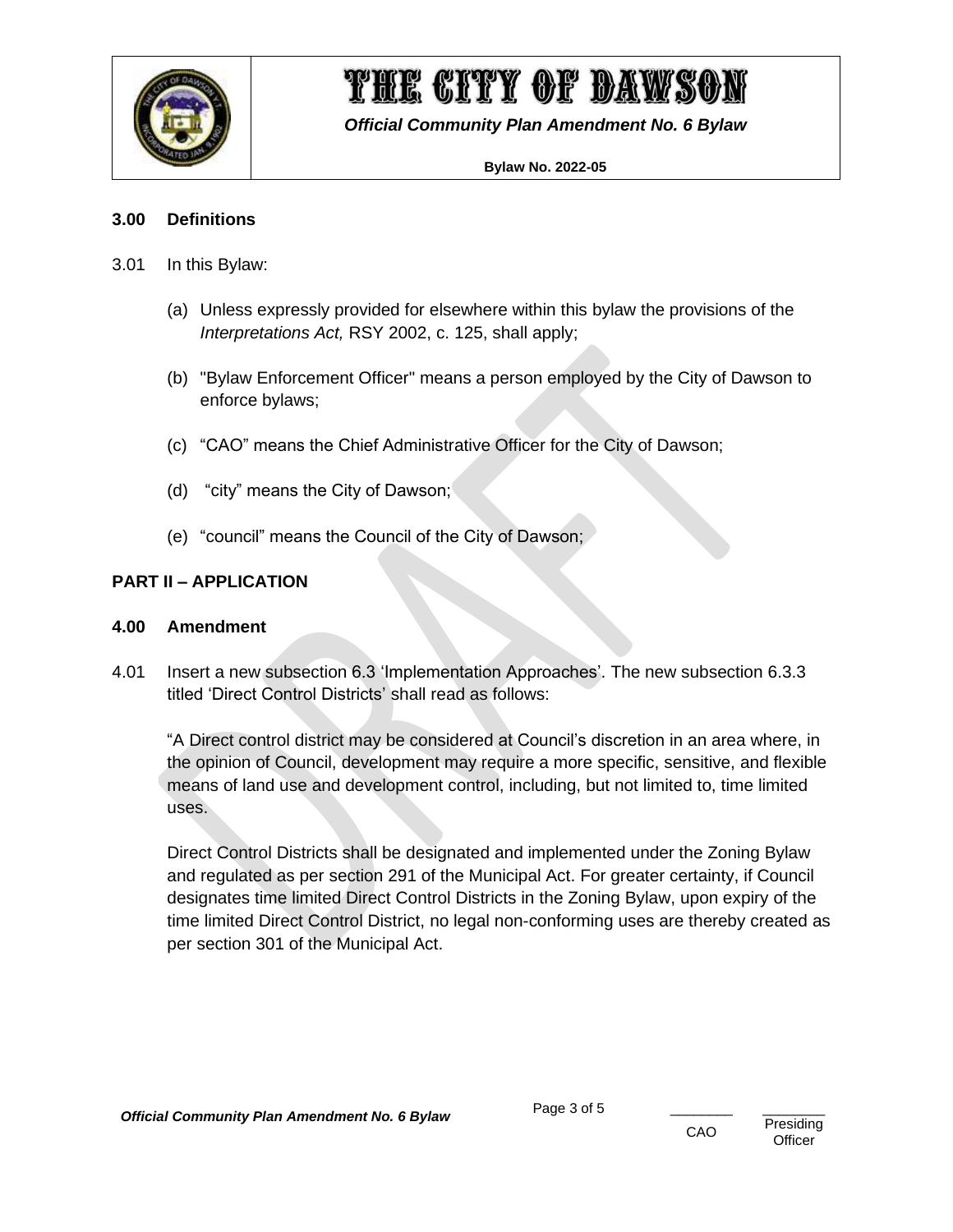### 3.00 Definitions

3.01 In this Bylaw:

(a) Unless expressly provided for elsewhere within this bylaw the provisions of the *Interpretations Act,* RSY 2002, c. 125, shall apply;

(b) "Bylaw Enforcement Officer" means a person employed by the City of Dawson to enforce bylaws;

(c) “CAO” means the Chief Administrative Officer for the City of Dawson;

(d) “city” means the City of Dawson;

(e) “council” means the Council of the City of Dawson;

## PART II – APPLICATION

### 4.00 Amendment

4.01 Insert a new subsection 6.3 ‘Implementation Approaches’. The new subsection 6.3.3 titled ‘Direct Control Districts’ shall read as follows:

“A Direct control district may be considered at Council’s discretion in an area where, in the opinion of Council, development may require a more specific, sensitive, and flexible means of land use and development control, including, but not limited to, time limited uses.

Direct Control Districts shall be designated and implemented under the Zoning Bylaw and regulated as per section 291 of the Municipal Act. For greater certainty, if Council designates time limited Direct Control Districts in the Zoning Bylaw, upon expiry of the time limited Direct Control District, no legal non-conforming uses are thereby created as per section 301 of the Municipal Act.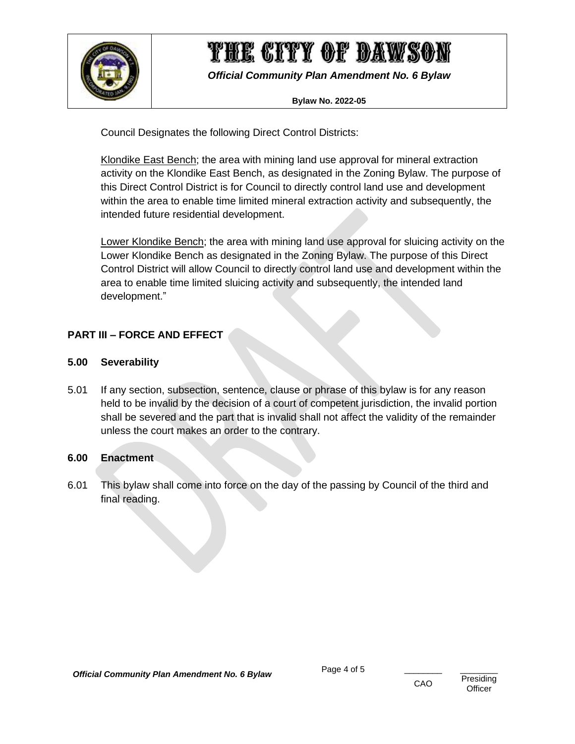Council Designates the following Direct Control Districts:

Klondike East Bench; the area with mining land use approval for mineral extraction activity on the Klondike East Bench, as designated in the Zoning Bylaw. The purpose of this Direct Control District is for Council to directly control land use and development within the area to enable time limited mineral extraction activity and subsequently, the intended future residential development.

Lower Klondike Bench; the area with mining land use approval for sluicing activity on the Lower Klondike Bench as designated in the Zoning Bylaw. The purpose of this Direct Control District will allow Council to directly control land use and development within the area to enable time limited sluicing activity and subsequently, the intended land development."

## PART III – FORCE AND EFFECT

### 5.00 Severability

5.01 If any section, subsection, sentence, clause or phrase of this bylaw is for any reason held to be invalid by the decision of a court of competent jurisdiction, the invalid portion shall be severed and the part that is invalid shall not affect the validity of the remainder unless the court makes an order to the contrary.

### 6.00 Enactment

6.01 This bylaw shall come into force on the day of the passing by Council of the third and final reading.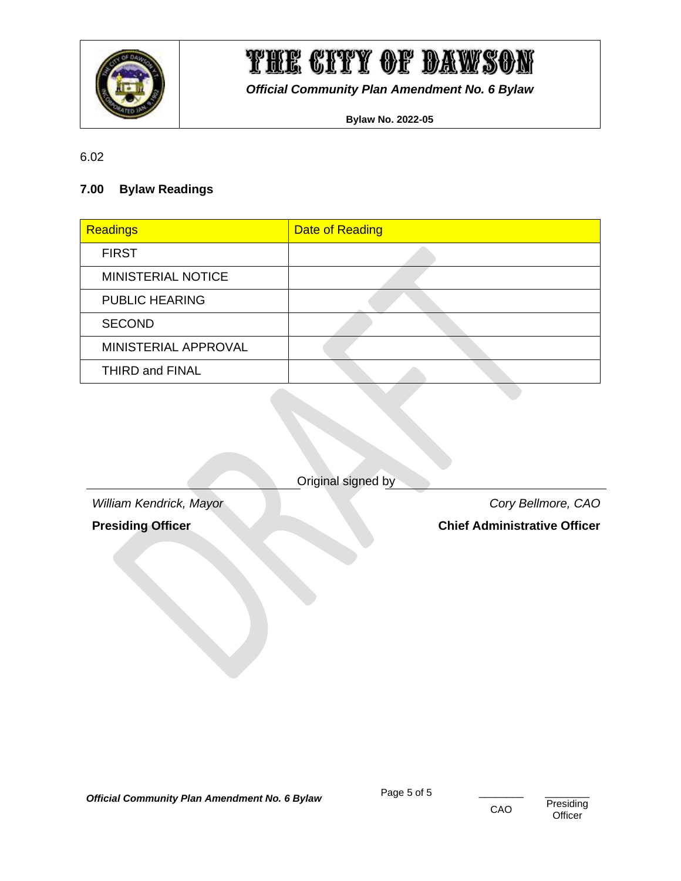6.02

## 7.00 Bylaw Readings

| Readings | Date of Reading |
| --- | --- |
| FIRST | |
| MINISTERIAL NOTICE | |
| PUBLIC HEARING | |
| SECOND | |
| MINISTERIAL APPROVAL | |
| THIRD and FINAL | |

Original signed by

*William Kendrick, Mayor*

**Presiding Officer**

*Cory Bellmore, CAO*

**Chief Administrative Officer**